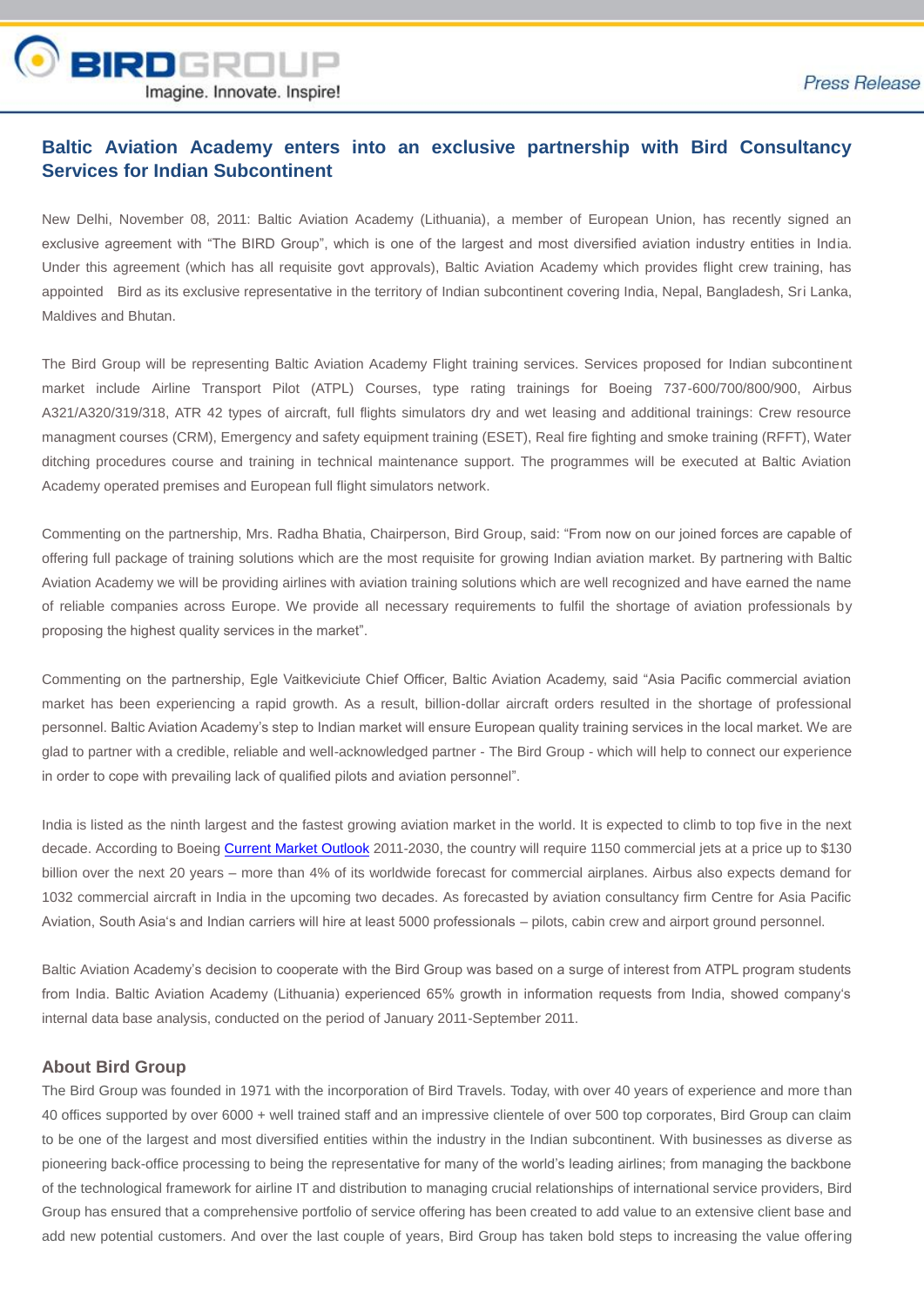BIRDGROUP
Imagine. Innovate. Inspire!

*Press Release*

## Baltic Aviation Academy enters into an exclusive partnership with Bird Consultancy Services for Indian Subcontinent

New Delhi, November 08, 2011: Baltic Aviation Academy (Lithuania), a member of European Union, has recently signed an exclusive agreement with "The BIRD Group", which is one of the largest and most diversified aviation industry entities in India. Under this agreement (which has all requisite govt approvals), Baltic Aviation Academy which provides flight crew training, has appointed Bird as its exclusive representative in the territory of Indian subcontinent covering India, Nepal, Bangladesh, Sri Lanka, Maldives and Bhutan.

The Bird Group will be representing Baltic Aviation Academy Flight training services. Services proposed for Indian subcontinent market include Airline Transport Pilot (ATPL) Courses, type rating trainings for Boeing 737-600/700/800/900, Airbus A321/A320/319/318, ATR 42 types of aircraft, full flights simulators dry and wet leasing and additional trainings: Crew resource managment courses (CRM), Emergency and safety equipment training (ESET), Real fire fighting and smoke training (RFFT), Water ditching procedures course and training in technical maintenance support. The programmes will be executed at Baltic Aviation Academy operated premises and European full flight simulators network.

Commenting on the partnership, Mrs. Radha Bhatia, Chairperson, Bird Group, said: "From now on our joined forces are capable of offering full package of training solutions which are the most requisite for growing Indian aviation market. By partnering with Baltic Aviation Academy we will be providing airlines with aviation training solutions which are well recognized and have earned the name of reliable companies across Europe. We provide all necessary requirements to fulfil the shortage of aviation professionals by proposing the highest quality services in the market".

Commenting on the partnership, Egle Vaitkeviciute Chief Officer, Baltic Aviation Academy, said "Asia Pacific commercial aviation market has been experiencing a rapid growth. As a result, billion-dollar aircraft orders resulted in the shortage of professional personnel. Baltic Aviation Academy's step to Indian market will ensure European quality training services in the local market. We are glad to partner with a credible, reliable and well-acknowledged partner - The Bird Group - which will help to connect our experience in order to cope with prevailing lack of qualified pilots and aviation personnel".

India is listed as the ninth largest and the fastest growing aviation market in the world. It is expected to climb to top five in the next decade. According to Boeing Current Market Outlook 2011-2030, the country will require 1150 commercial jets at a price up to $130 billion over the next 20 years – more than 4% of its worldwide forecast for commercial airplanes. Airbus also expects demand for 1032 commercial aircraft in India in the upcoming two decades. As forecasted by aviation consultancy firm Centre for Asia Pacific Aviation, South Asia's and Indian carriers will hire at least 5000 professionals – pilots, cabin crew and airport ground personnel.

Baltic Aviation Academy's decision to cooperate with the Bird Group was based on a surge of interest from ATPL program students from India. Baltic Aviation Academy (Lithuania) experienced 65% growth in information requests from India, showed company's internal data base analysis, conducted on the period of January 2011-September 2011.

### About Bird Group

The Bird Group was founded in 1971 with the incorporation of Bird Travels. Today, with over 40 years of experience and more than 40 offices supported by over 6000 + well trained staff and an impressive clientele of over 500 top corporates, Bird Group can claim to be one of the largest and most diversified entities within the industry in the Indian subcontinent. With businesses as diverse as pioneering back-office processing to being the representative for many of the world's leading airlines; from managing the backbone of the technological framework for airline IT and distribution to managing crucial relationships of international service providers, Bird Group has ensured that a comprehensive portfolio of service offering has been created to add value to an extensive client base and add new potential customers. And over the last couple of years, Bird Group has taken bold steps to increasing the value offering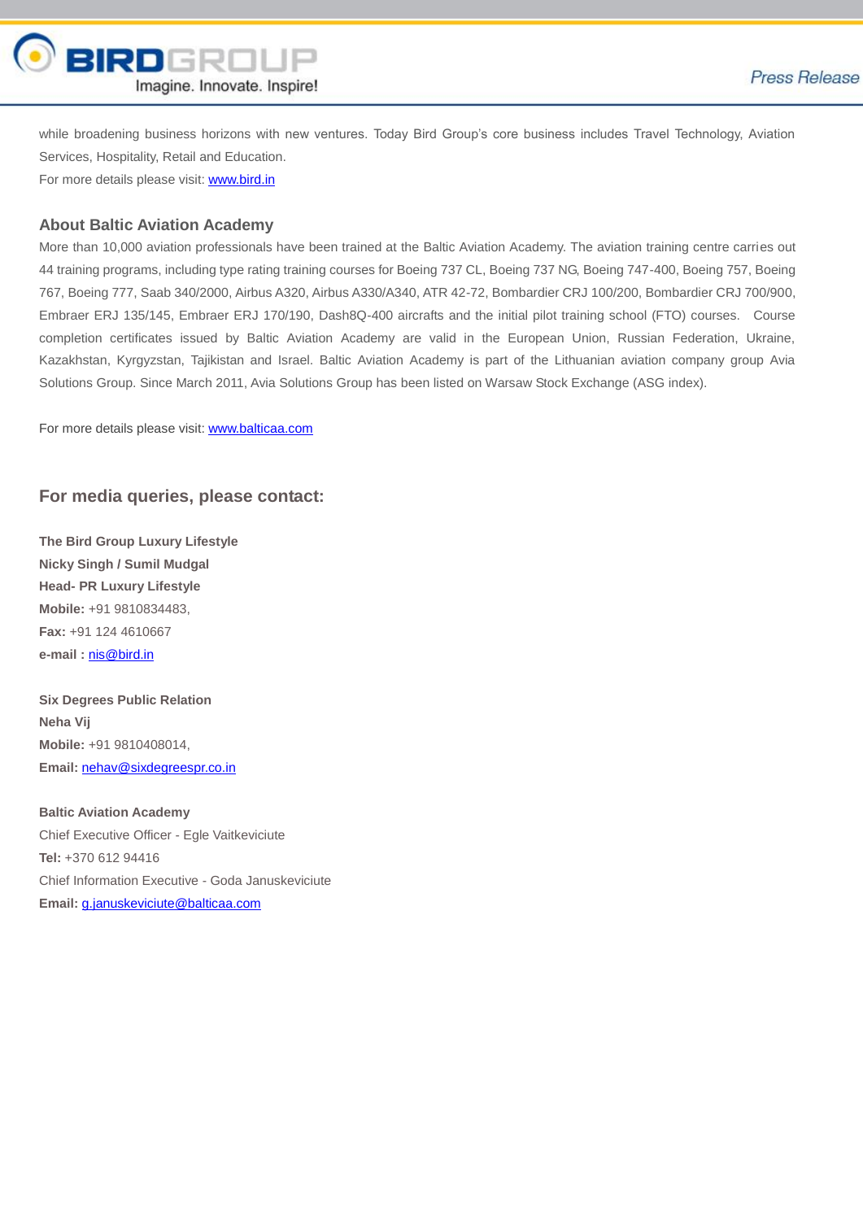while broadening business horizons with new ventures. Today Bird Group's core business includes Travel Technology, Aviation Services, Hospitality, Retail and Education.
For more details please visit: www.bird.in

## About Baltic Aviation Academy

More than 10,000 aviation professionals have been trained at the Baltic Aviation Academy. The aviation training centre carries out 44 training programs, including type rating training courses for Boeing 737 CL, Boeing 737 NG, Boeing 747-400, Boeing 757, Boeing 767, Boeing 777, Saab 340/2000, Airbus A320, Airbus A330/A340, ATR 42-72, Bombardier CRJ 100/200, Bombardier CRJ 700/900, Embraer ERJ 135/145, Embraer ERJ 170/190, Dash8Q-400 aircrafts and the initial pilot training school (FTO) courses. Course completion certificates issued by Baltic Aviation Academy are valid in the European Union, Russian Federation, Ukraine, Kazakhstan, Kyrgyzstan, Tajikistan and Israel. Baltic Aviation Academy is part of the Lithuanian aviation company group Avia Solutions Group. Since March 2011, Avia Solutions Group has been listed on Warsaw Stock Exchange (ASG index).

For more details please visit: www.balticaa.com

## For media queries, please contact:

**The Bird Group Luxury Lifestyle**
**Nicky Singh / Sumil Mudgal**
**Head- PR Luxury Lifestyle**
**Mobile:** +91 9810834483,
**Fax:** +91 124 4610667
**e-mail :** nis@bird.in

**Six Degrees Public Relation**
**Neha Vij**
**Mobile:** +91 9810408014,
**Email:** nehav@sixdegreespr.co.in

**Baltic Aviation Academy**
Chief Executive Officer - Egle Vaitkeviciute
**Tel:** +370 612 94416
Chief Information Executive - Goda Januskeviciute
**Email:** g.januskeviciute@balticaa.com